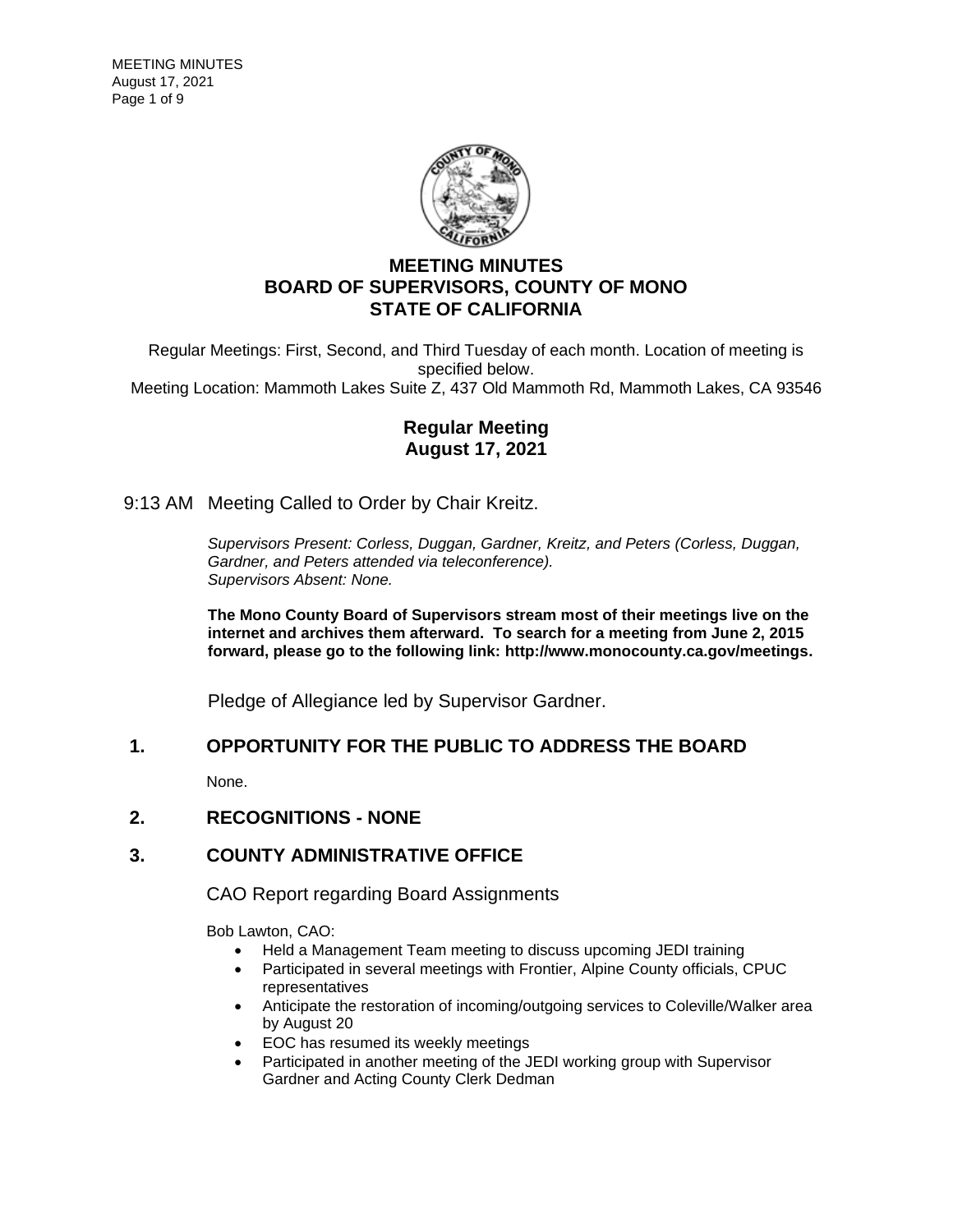# MEETING MINUTES
# BOARD OF SUPERVISORS, COUNTY OF MONO
# STATE OF CALIFORNIA

Regular Meetings: First, Second, and Third Tuesday of each month. Location of meeting is specified below.
Meeting Location: Mammoth Lakes Suite Z, 437 Old Mammoth Rd, Mammoth Lakes, CA 93546

## Regular Meeting
## August 17, 2021

9:13 AM Meeting Called to Order by Chair Kreitz.

*Supervisors Present: Corless, Duggan, Gardner, Kreitz, and Peters (Corless, Duggan, Gardner, and Peters attended via teleconference).*
*Supervisors Absent: None.*

**The Mono County Board of Supervisors stream most of their meetings live on the internet and archives them afterward. To search for a meeting from June 2, 2015 forward, please go to the following link: http://www.monocounty.ca.gov/meetings.**

Pledge of Allegiance led by Supervisor Gardner.

## 1. OPPORTUNITY FOR THE PUBLIC TO ADDRESS THE BOARD

None.

## 2. RECOGNITIONS - NONE

## 3. COUNTY ADMINISTRATIVE OFFICE

CAO Report regarding Board Assignments

Bob Lawton, CAO:

- Held a Management Team meeting to discuss upcoming JEDI training
- Participated in several meetings with Frontier, Alpine County officials, CPUC representatives
- Anticipate the restoration of incoming/outgoing services to Coleville/Walker area by August 20
- EOC has resumed its weekly meetings
- Participated in another meeting of the JEDI working group with Supervisor Gardner and Acting County Clerk Dedman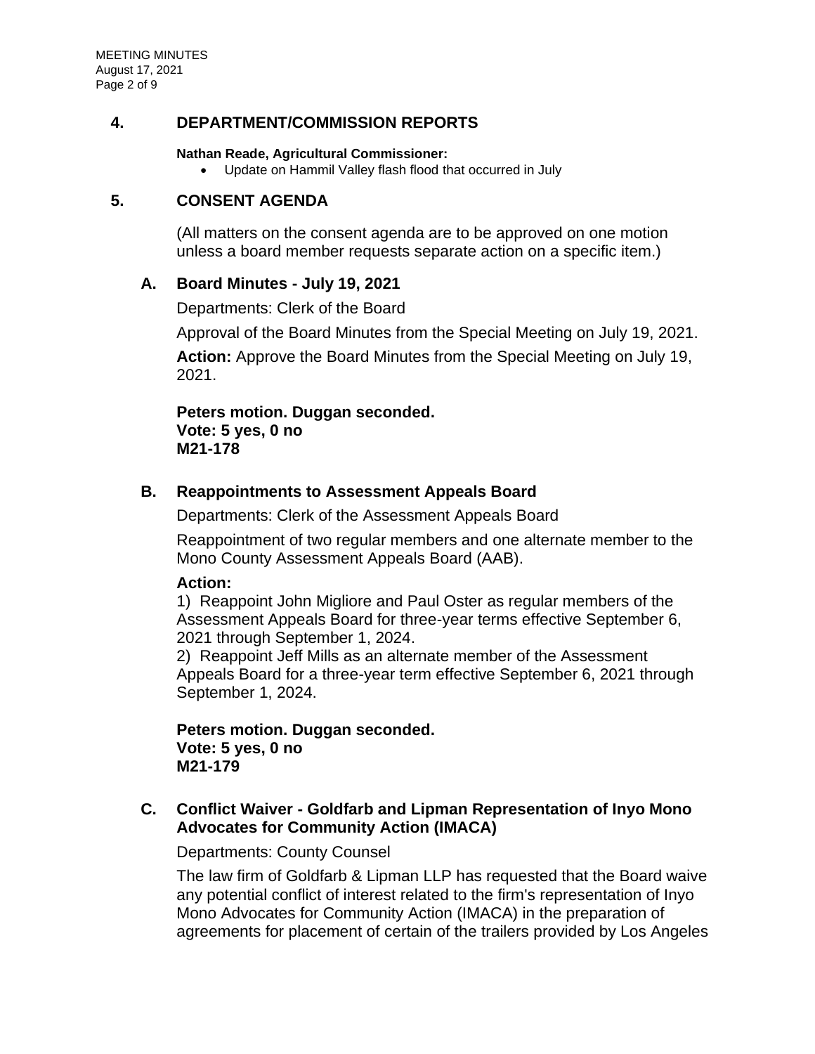## 4. DEPARTMENT/COMMISSION REPORTS

**Nathan Reade, Agricultural Commissioner:**

- Update on Hammil Valley flash flood that occurred in July

## 5. CONSENT AGENDA

(All matters on the consent agenda are to be approved on one motion unless a board member requests separate action on a specific item.)

### A. Board Minutes - July 19, 2021

Departments: Clerk of the Board

Approval of the Board Minutes from the Special Meeting on July 19, 2021.

**Action:** Approve the Board Minutes from the Special Meeting on July 19, 2021.

**Peters motion. Duggan seconded.**
**Vote: 5 yes, 0 no**
**M21-178**

### B. Reappointments to Assessment Appeals Board

Departments: Clerk of the Assessment Appeals Board

Reappointment of two regular members and one alternate member to the Mono County Assessment Appeals Board (AAB).

**Action:**
1) Reappoint John Migliore and Paul Oster as regular members of the Assessment Appeals Board for three-year terms effective September 6, 2021 through September 1, 2024.
2) Reappoint Jeff Mills as an alternate member of the Assessment Appeals Board for a three-year term effective September 6, 2021 through September 1, 2024.

**Peters motion. Duggan seconded.**
**Vote: 5 yes, 0 no**
**M21-179**

### C. Conflict Waiver - Goldfarb and Lipman Representation of Inyo Mono Advocates for Community Action (IMACA)

Departments: County Counsel

The law firm of Goldfarb & Lipman LLP has requested that the Board waive any potential conflict of interest related to the firm's representation of Inyo Mono Advocates for Community Action (IMACA) in the preparation of agreements for placement of certain of the trailers provided by Los Angeles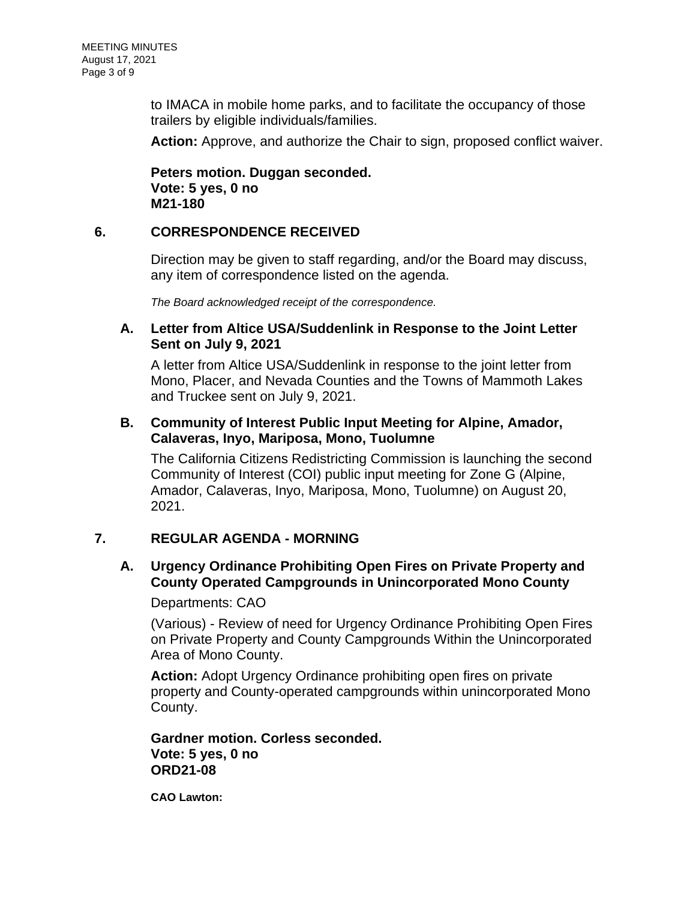to IMACA in mobile home parks, and to facilitate the occupancy of those trailers by eligible individuals/families.

**Action:** Approve, and authorize the Chair to sign, proposed conflict waiver.

**Peters motion. Duggan seconded.**
**Vote: 5 yes, 0 no**
**M21-180**

## 6. CORRESPONDENCE RECEIVED

Direction may be given to staff regarding, and/or the Board may discuss, any item of correspondence listed on the agenda.

*The Board acknowledged receipt of the correspondence.*

### A. Letter from Altice USA/Suddenlink in Response to the Joint Letter Sent on July 9, 2021

A letter from Altice USA/Suddenlink in response to the joint letter from Mono, Placer, and Nevada Counties and the Towns of Mammoth Lakes and Truckee sent on July 9, 2021.

### B. Community of Interest Public Input Meeting for Alpine, Amador, Calaveras, Inyo, Mariposa, Mono, Tuolumne

The California Citizens Redistricting Commission is launching the second Community of Interest (COI) public input meeting for Zone G (Alpine, Amador, Calaveras, Inyo, Mariposa, Mono, Tuolumne) on August 20, 2021.

## 7. REGULAR AGENDA - MORNING

### A. Urgency Ordinance Prohibiting Open Fires on Private Property and County Operated Campgrounds in Unincorporated Mono County

Departments: CAO

(Various) - Review of need for Urgency Ordinance Prohibiting Open Fires on Private Property and County Campgrounds Within the Unincorporated Area of Mono County.

**Action:** Adopt Urgency Ordinance prohibiting open fires on private property and County-operated campgrounds within unincorporated Mono County.

**Gardner motion. Corless seconded.**
**Vote: 5 yes, 0 no**
**ORD21-08**

**CAO Lawton:**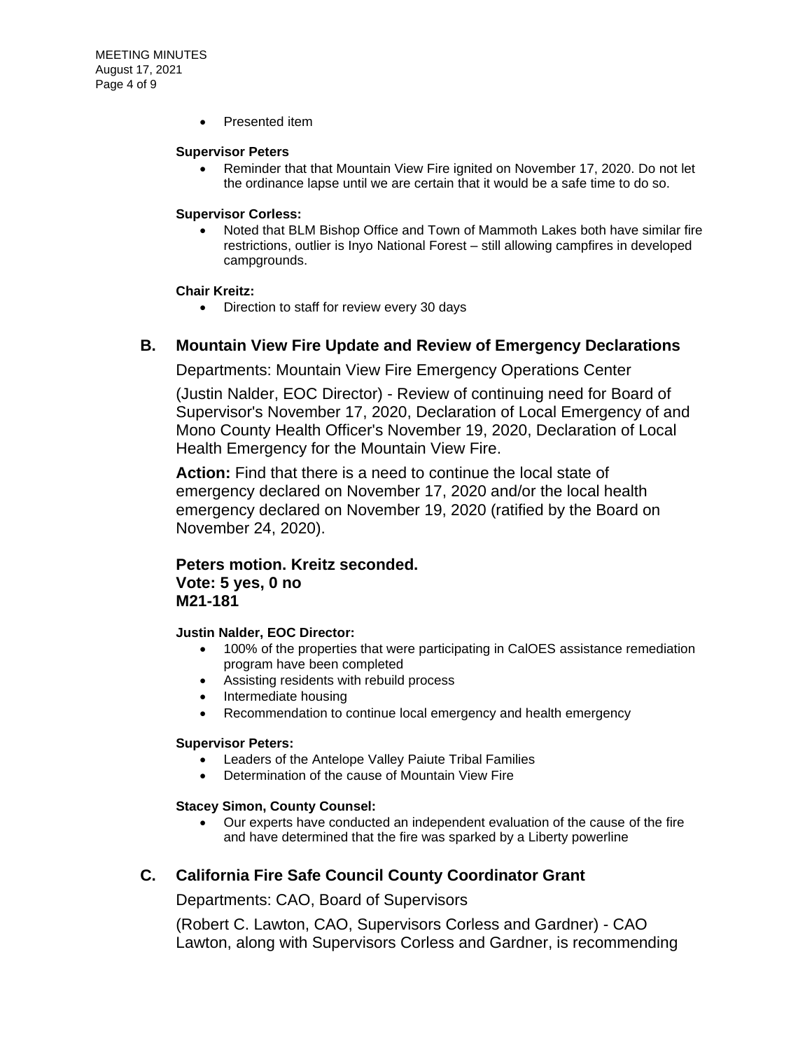- Presented item

**Supervisor Peters**

- Reminder that that Mountain View Fire ignited on November 17, 2020. Do not let the ordinance lapse until we are certain that it would be a safe time to do so.

**Supervisor Corless:**

- Noted that BLM Bishop Office and Town of Mammoth Lakes both have similar fire restrictions, outlier is Inyo National Forest – still allowing campfires in developed campgrounds.

**Chair Kreitz:**

- Direction to staff for review every 30 days

## B. Mountain View Fire Update and Review of Emergency Declarations

Departments: Mountain View Fire Emergency Operations Center

(Justin Nalder, EOC Director) - Review of continuing need for Board of Supervisor's November 17, 2020, Declaration of Local Emergency of and Mono County Health Officer's November 19, 2020, Declaration of Local Health Emergency for the Mountain View Fire.

**Action:** Find that there is a need to continue the local state of emergency declared on November 17, 2020 and/or the local health emergency declared on November 19, 2020 (ratified by the Board on November 24, 2020).

**Peters motion. Kreitz seconded.**
**Vote: 5 yes, 0 no**
**M21-181**

**Justin Nalder, EOC Director:**

- 100% of the properties that were participating in CalOES assistance remediation program have been completed
- Assisting residents with rebuild process
- Intermediate housing
- Recommendation to continue local emergency and health emergency

**Supervisor Peters:**

- Leaders of the Antelope Valley Paiute Tribal Families
- Determination of the cause of Mountain View Fire

**Stacey Simon, County Counsel:**

- Our experts have conducted an independent evaluation of the cause of the fire and have determined that the fire was sparked by a Liberty powerline

## C. California Fire Safe Council County Coordinator Grant

Departments: CAO, Board of Supervisors

(Robert C. Lawton, CAO, Supervisors Corless and Gardner) - CAO Lawton, along with Supervisors Corless and Gardner, is recommending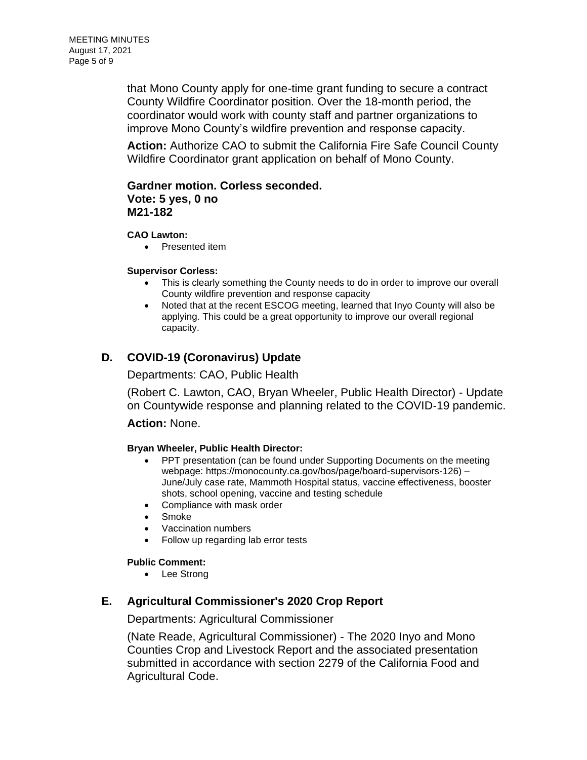that Mono County apply for one-time grant funding to secure a contract County Wildfire Coordinator position. Over the 18-month period, the coordinator would work with county staff and partner organizations to improve Mono County's wildfire prevention and response capacity.

**Action:** Authorize CAO to submit the California Fire Safe Council County Wildfire Coordinator grant application on behalf of Mono County.

**Gardner motion. Corless seconded.**
**Vote: 5 yes, 0 no**
**M21-182**

**CAO Lawton:**

- Presented item

**Supervisor Corless:**

- This is clearly something the County needs to do in order to improve our overall County wildfire prevention and response capacity
- Noted that at the recent ESCOG meeting, learned that Inyo County will also be applying. This could be a great opportunity to improve our overall regional capacity.

## D. COVID-19 (Coronavirus) Update

Departments: CAO, Public Health

(Robert C. Lawton, CAO, Bryan Wheeler, Public Health Director) - Update on Countywide response and planning related to the COVID-19 pandemic.

**Action:** None.

**Bryan Wheeler, Public Health Director:**

- PPT presentation (can be found under Supporting Documents on the meeting webpage: https://monocounty.ca.gov/bos/page/board-supervisors-126) – June/July case rate, Mammoth Hospital status, vaccine effectiveness, booster shots, school opening, vaccine and testing schedule
- Compliance with mask order
- Smoke
- Vaccination numbers
- Follow up regarding lab error tests

**Public Comment:**

- Lee Strong

## E. Agricultural Commissioner's 2020 Crop Report

Departments: Agricultural Commissioner

(Nate Reade, Agricultural Commissioner) - The 2020 Inyo and Mono Counties Crop and Livestock Report and the associated presentation submitted in accordance with section 2279 of the California Food and Agricultural Code.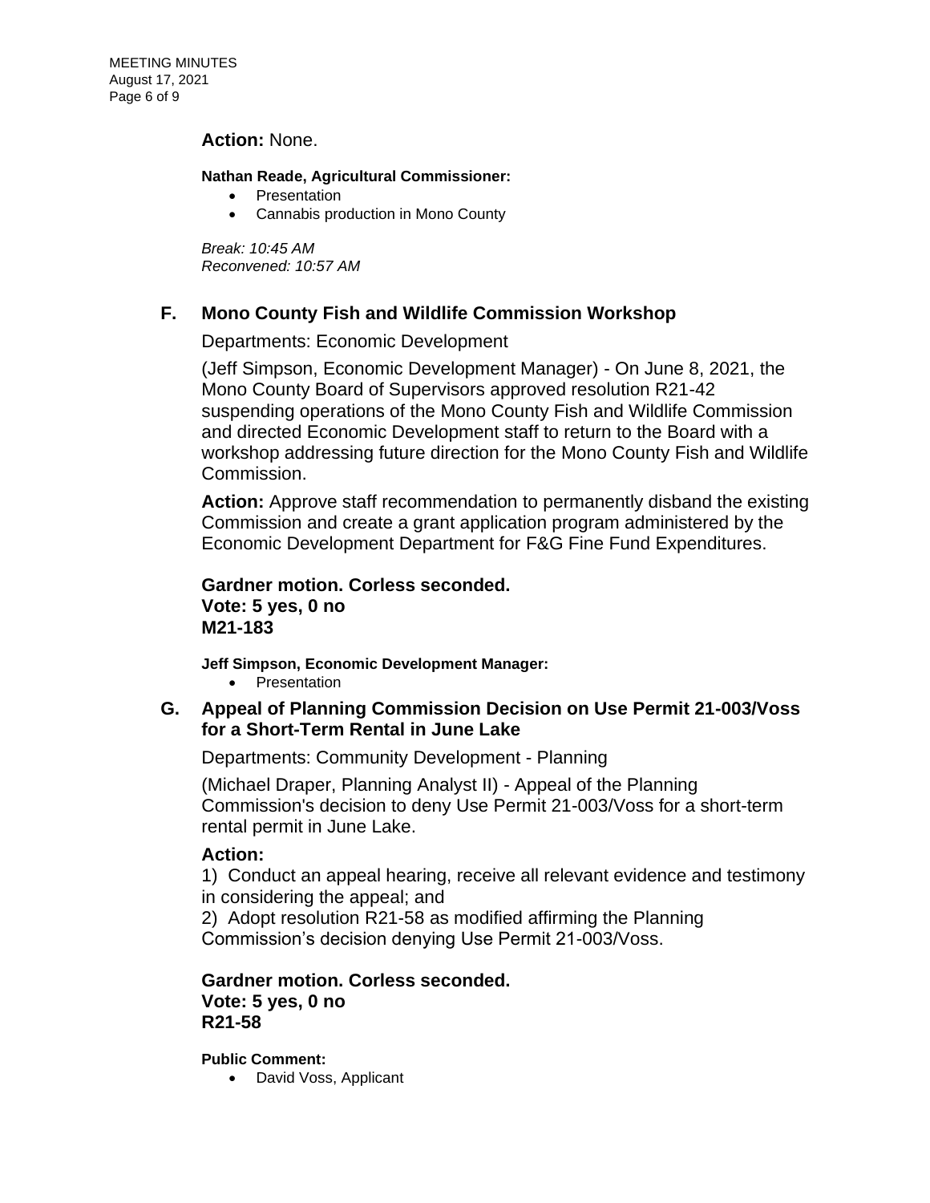**Action:** None.

**Nathan Reade, Agricultural Commissioner:**

- Presentation
- Cannabis production in Mono County

*Break: 10:45 AM*
*Reconvened: 10:57 AM*

## F. Mono County Fish and Wildlife Commission Workshop

Departments: Economic Development

(Jeff Simpson, Economic Development Manager) - On June 8, 2021, the Mono County Board of Supervisors approved resolution R21-42 suspending operations of the Mono County Fish and Wildlife Commission and directed Economic Development staff to return to the Board with a workshop addressing future direction for the Mono County Fish and Wildlife Commission.

**Action:** Approve staff recommendation to permanently disband the existing Commission and create a grant application program administered by the Economic Development Department for F&G Fine Fund Expenditures.

**Gardner motion. Corless seconded.**
**Vote: 5 yes, 0 no**
**M21-183**

**Jeff Simpson, Economic Development Manager:**

- Presentation

## G. Appeal of Planning Commission Decision on Use Permit 21-003/Voss for a Short-Term Rental in June Lake

Departments: Community Development - Planning

(Michael Draper, Planning Analyst II) - Appeal of the Planning Commission's decision to deny Use Permit 21-003/Voss for a short-term rental permit in June Lake.

**Action:**

1) Conduct an appeal hearing, receive all relevant evidence and testimony in considering the appeal; and
2) Adopt resolution R21-58 as modified affirming the Planning Commission's decision denying Use Permit 21-003/Voss.

**Gardner motion. Corless seconded.**
**Vote: 5 yes, 0 no**
**R21-58**

**Public Comment:**

- David Voss, Applicant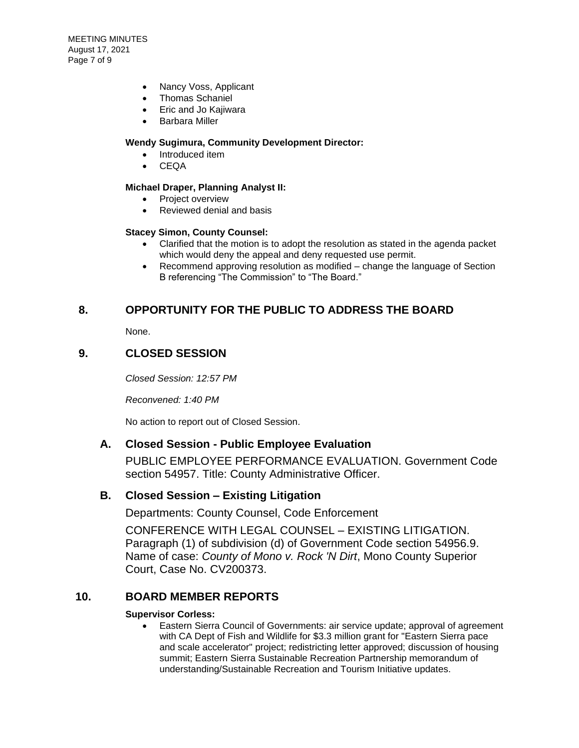- Nancy Voss, Applicant
- Thomas Schaniel
- Eric and Jo Kajiwara
- Barbara Miller

**Wendy Sugimura, Community Development Director:**

- Introduced item
- CEQA

**Michael Draper, Planning Analyst II:**

- Project overview
- Reviewed denial and basis

**Stacey Simon, County Counsel:**

- Clarified that the motion is to adopt the resolution as stated in the agenda packet which would deny the appeal and deny requested use permit.
- Recommend approving resolution as modified – change the language of Section B referencing "The Commission" to "The Board."

## 8. OPPORTUNITY FOR THE PUBLIC TO ADDRESS THE BOARD

None.

## 9. CLOSED SESSION

*Closed Session: 12:57 PM*

*Reconvened: 1:40 PM*

No action to report out of Closed Session.

### A. Closed Session - Public Employee Evaluation

PUBLIC EMPLOYEE PERFORMANCE EVALUATION. Government Code section 54957. Title: County Administrative Officer.

### B. Closed Session – Existing Litigation

Departments: County Counsel, Code Enforcement

CONFERENCE WITH LEGAL COUNSEL – EXISTING LITIGATION. Paragraph (1) of subdivision (d) of Government Code section 54956.9. Name of case: *County of Mono v. Rock 'N Dirt*, Mono County Superior Court, Case No. CV200373.

## 10. BOARD MEMBER REPORTS

**Supervisor Corless:**

- Eastern Sierra Council of Governments: air service update; approval of agreement with CA Dept of Fish and Wildlife for $3.3 million grant for "Eastern Sierra pace and scale accelerator" project; redistricting letter approved; discussion of housing summit; Eastern Sierra Sustainable Recreation Partnership memorandum of understanding/Sustainable Recreation and Tourism Initiative updates.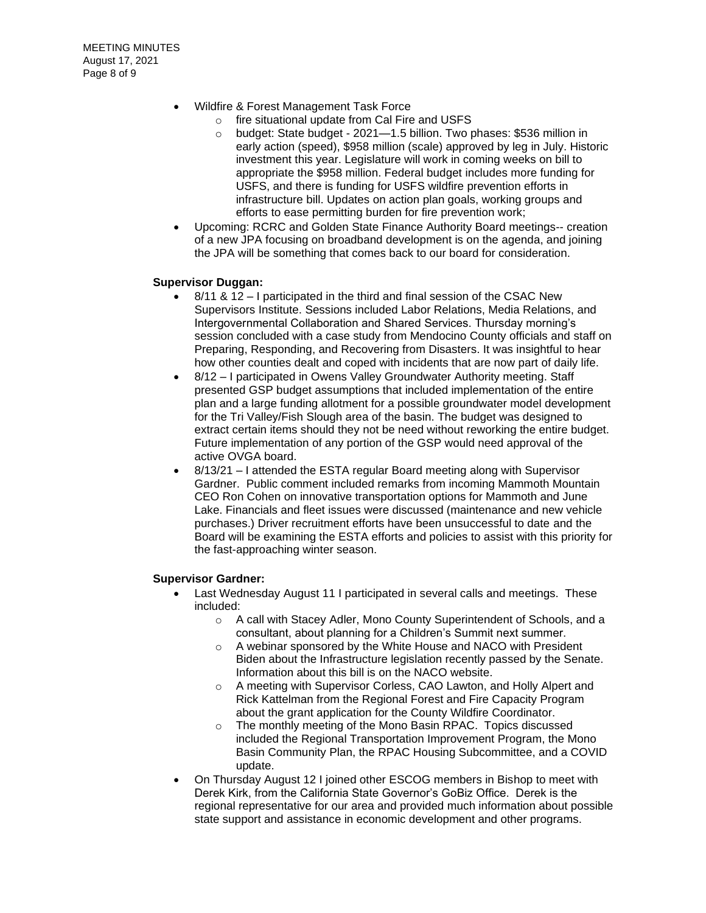- Wildfire & Forest Management Task Force
  - fire situational update from Cal Fire and USFS
  - budget: State budget - 2021—1.5 billion. Two phases: $536 million in early action (speed), $958 million (scale) approved by leg in July. Historic investment this year. Legislature will work in coming weeks on bill to appropriate the $958 million. Federal budget includes more funding for USFS, and there is funding for USFS wildfire prevention efforts in infrastructure bill. Updates on action plan goals, working groups and efforts to ease permitting burden for fire prevention work;
- Upcoming: RCRC and Golden State Finance Authority Board meetings-- creation of a new JPA focusing on broadband development is on the agenda, and joining the JPA will be something that comes back to our board for consideration.

**Supervisor Duggan:**

- 8/11 & 12 – I participated in the third and final session of the CSAC New Supervisors Institute. Sessions included Labor Relations, Media Relations, and Intergovernmental Collaboration and Shared Services. Thursday morning's session concluded with a case study from Mendocino County officials and staff on Preparing, Responding, and Recovering from Disasters. It was insightful to hear how other counties dealt and coped with incidents that are now part of daily life.
- 8/12 – I participated in Owens Valley Groundwater Authority meeting. Staff presented GSP budget assumptions that included implementation of the entire plan and a large funding allotment for a possible groundwater model development for the Tri Valley/Fish Slough area of the basin. The budget was designed to extract certain items should they not be need without reworking the entire budget. Future implementation of any portion of the GSP would need approval of the active OVGA board.
- 8/13/21 – I attended the ESTA regular Board meeting along with Supervisor Gardner. Public comment included remarks from incoming Mammoth Mountain CEO Ron Cohen on innovative transportation options for Mammoth and June Lake. Financials and fleet issues were discussed (maintenance and new vehicle purchases.) Driver recruitment efforts have been unsuccessful to date and the Board will be examining the ESTA efforts and policies to assist with this priority for the fast-approaching winter season.

**Supervisor Gardner:**

- Last Wednesday August 11 I participated in several calls and meetings. These included:
  - A call with Stacey Adler, Mono County Superintendent of Schools, and a consultant, about planning for a Children's Summit next summer.
  - A webinar sponsored by the White House and NACO with President Biden about the Infrastructure legislation recently passed by the Senate. Information about this bill is on the NACO website.
  - A meeting with Supervisor Corless, CAO Lawton, and Holly Alpert and Rick Kattelman from the Regional Forest and Fire Capacity Program about the grant application for the County Wildfire Coordinator.
  - The monthly meeting of the Mono Basin RPAC. Topics discussed included the Regional Transportation Improvement Program, the Mono Basin Community Plan, the RPAC Housing Subcommittee, and a COVID update.
- On Thursday August 12 I joined other ESCOG members in Bishop to meet with Derek Kirk, from the California State Governor's GoBiz Office. Derek is the regional representative for our area and provided much information about possible state support and assistance in economic development and other programs.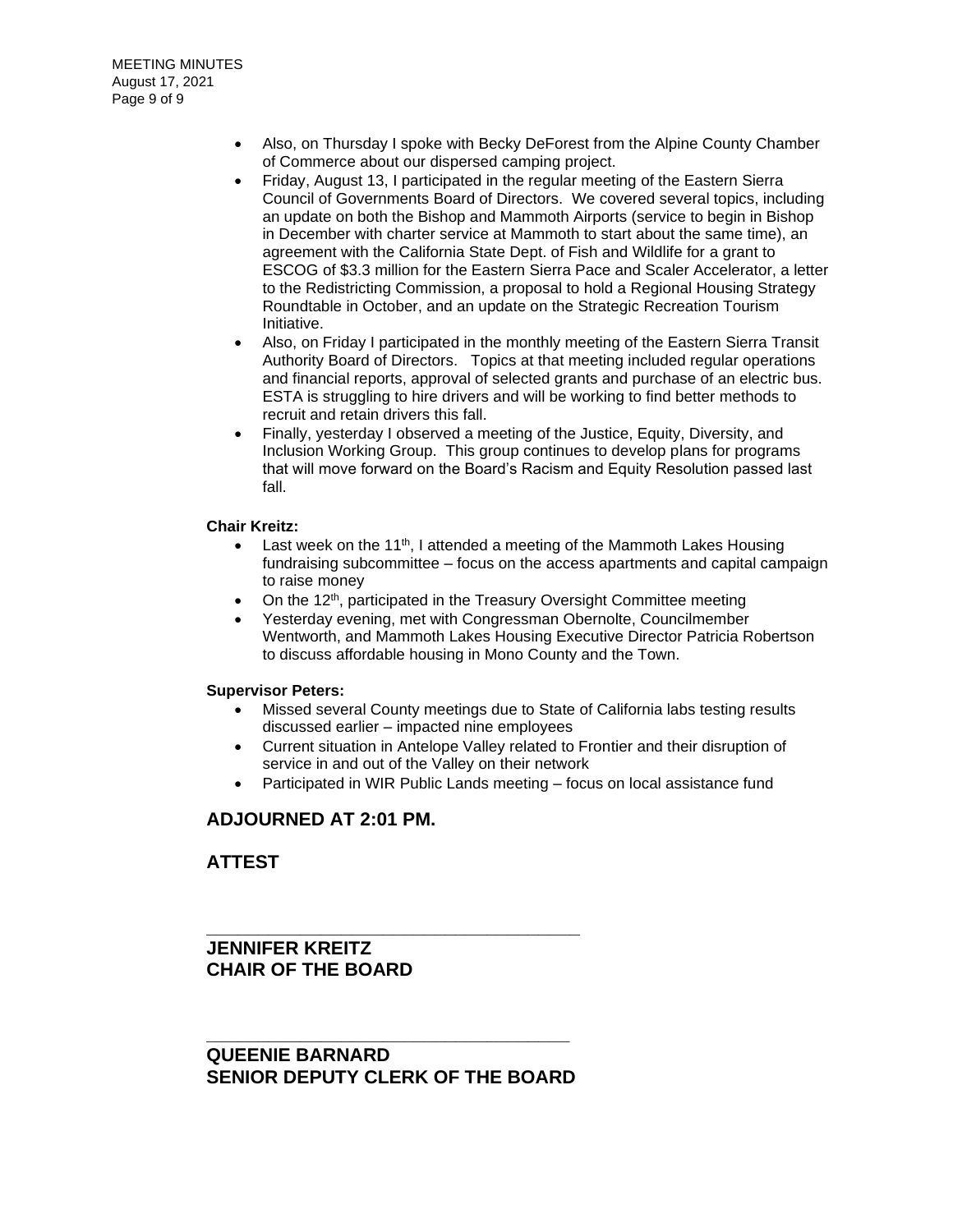- Also, on Thursday I spoke with Becky DeForest from the Alpine County Chamber of Commerce about our dispersed camping project.
- Friday, August 13, I participated in the regular meeting of the Eastern Sierra Council of Governments Board of Directors. We covered several topics, including an update on both the Bishop and Mammoth Airports (service to begin in Bishop in December with charter service at Mammoth to start about the same time), an agreement with the California State Dept. of Fish and Wildlife for a grant to ESCOG of $3.3 million for the Eastern Sierra Pace and Scaler Accelerator, a letter to the Redistricting Commission, a proposal to hold a Regional Housing Strategy Roundtable in October, and an update on the Strategic Recreation Tourism Initiative.
- Also, on Friday I participated in the monthly meeting of the Eastern Sierra Transit Authority Board of Directors. Topics at that meeting included regular operations and financial reports, approval of selected grants and purchase of an electric bus. ESTA is struggling to hire drivers and will be working to find better methods to recruit and retain drivers this fall.
- Finally, yesterday I observed a meeting of the Justice, Equity, Diversity, and Inclusion Working Group. This group continues to develop plans for programs that will move forward on the Board's Racism and Equity Resolution passed last fall.

**Chair Kreitz:**

- Last week on the 11th, I attended a meeting of the Mammoth Lakes Housing fundraising subcommittee – focus on the access apartments and capital campaign to raise money
- On the 12th, participated in the Treasury Oversight Committee meeting
- Yesterday evening, met with Congressman Obernolte, Councilmember Wentworth, and Mammoth Lakes Housing Executive Director Patricia Robertson to discuss affordable housing in Mono County and the Town.

**Supervisor Peters:**

- Missed several County meetings due to State of California labs testing results discussed earlier – impacted nine employees
- Current situation in Antelope Valley related to Frontier and their disruption of service in and out of the Valley on their network
- Participated in WIR Public Lands meeting – focus on local assistance fund

## ADJOURNED AT 2:01 PM.

## ATTEST

\_\_\_\_\_\_\_\_\_\_\_\_\_\_\_\_\_\_\_\_\_\_\_\_\_\_\_\_\_\_\_\_\_\_\_\_\_\_\_\_

**JENNIFER KREITZ**
**CHAIR OF THE BOARD**

\_\_\_\_\_\_\_\_\_\_\_\_\_\_\_\_\_\_\_\_\_\_\_\_\_\_\_\_\_\_\_\_\_\_\_\_\_\_\_\_

**QUEENIE BARNARD**
**SENIOR DEPUTY CLERK OF THE BOARD**